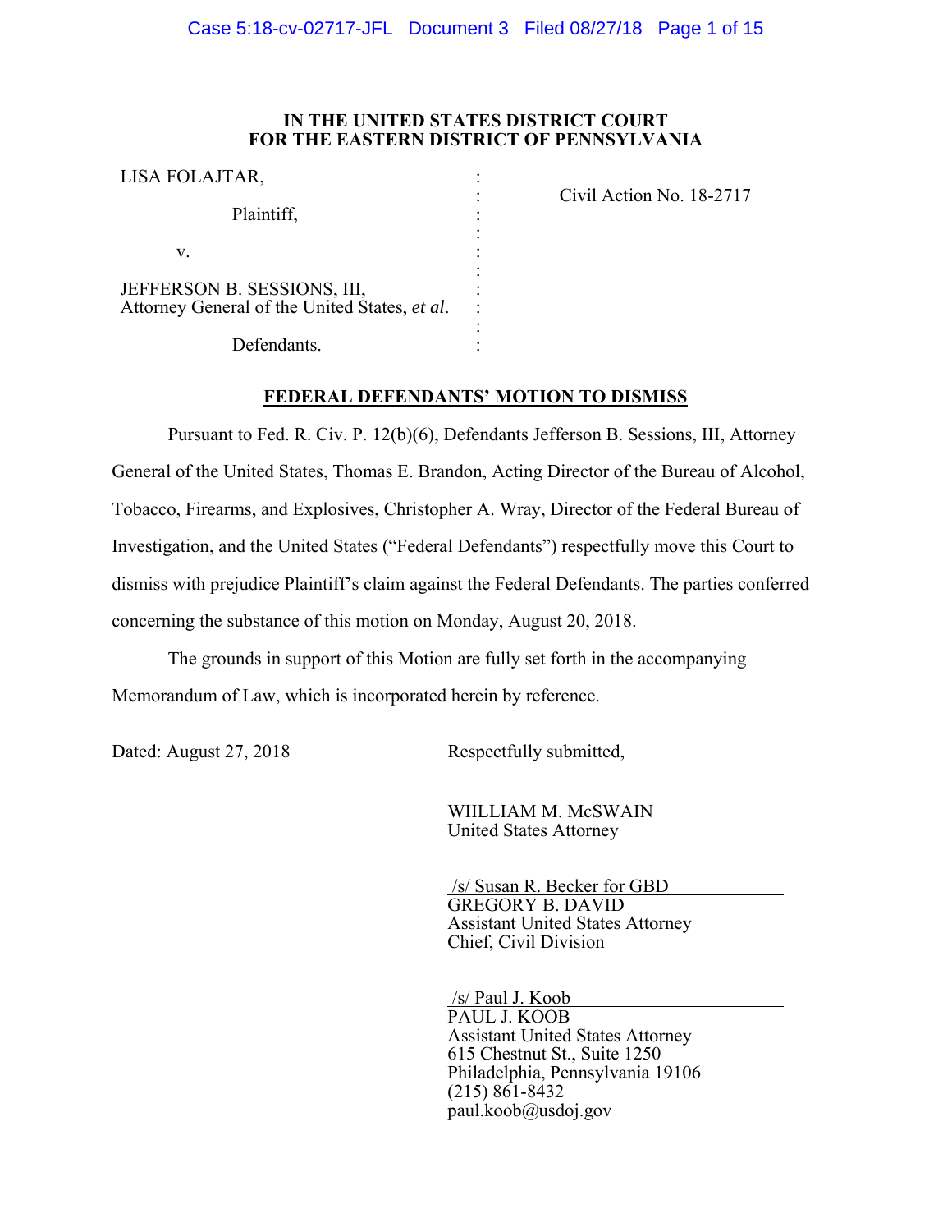**IN THE UNITED STATES DISTRICT COURT**
**FOR THE EASTERN DISTRICT OF PENNSYLVANIA**

| | | |
|---|---|---|
| LISA FOLAJTAR, | : | |
| | : | Civil Action No. 18-2717 |
| Plaintiff, | : | |
| | : | |
| v. | : | |
| | : | |
| JEFFERSON B. SESSIONS, III, Attorney General of the United States, *et al*. | : | |
| | : | |
| Defendants. | : | |

**<u>FEDERAL DEFENDANTS' MOTION TO DISMISS</u>**

Pursuant to Fed. R. Civ. P. 12(b)(6), Defendants Jefferson B. Sessions, III, Attorney General of the United States, Thomas E. Brandon, Acting Director of the Bureau of Alcohol, Tobacco, Firearms, and Explosives, Christopher A. Wray, Director of the Federal Bureau of Investigation, and the United States ("Federal Defendants") respectfully move this Court to dismiss with prejudice Plaintiff's claim against the Federal Defendants. The parties conferred concerning the substance of this motion on Monday, August 20, 2018.

The grounds in support of this Motion are fully set forth in the accompanying Memorandum of Law, which is incorporated herein by reference.

Dated: August 27, 2018

Respectfully submitted,

WIILLIAM M. McSWAIN
United States Attorney

/s/ Susan R. Becker for GBD
GREGORY B. DAVID
Assistant United States Attorney
Chief, Civil Division

/s/ Paul J. Koob
PAUL J. KOOB
Assistant United States Attorney
615 Chestnut St., Suite 1250
Philadelphia, Pennsylvania 19106
(215) 861-8432
paul.koob@usdoj.gov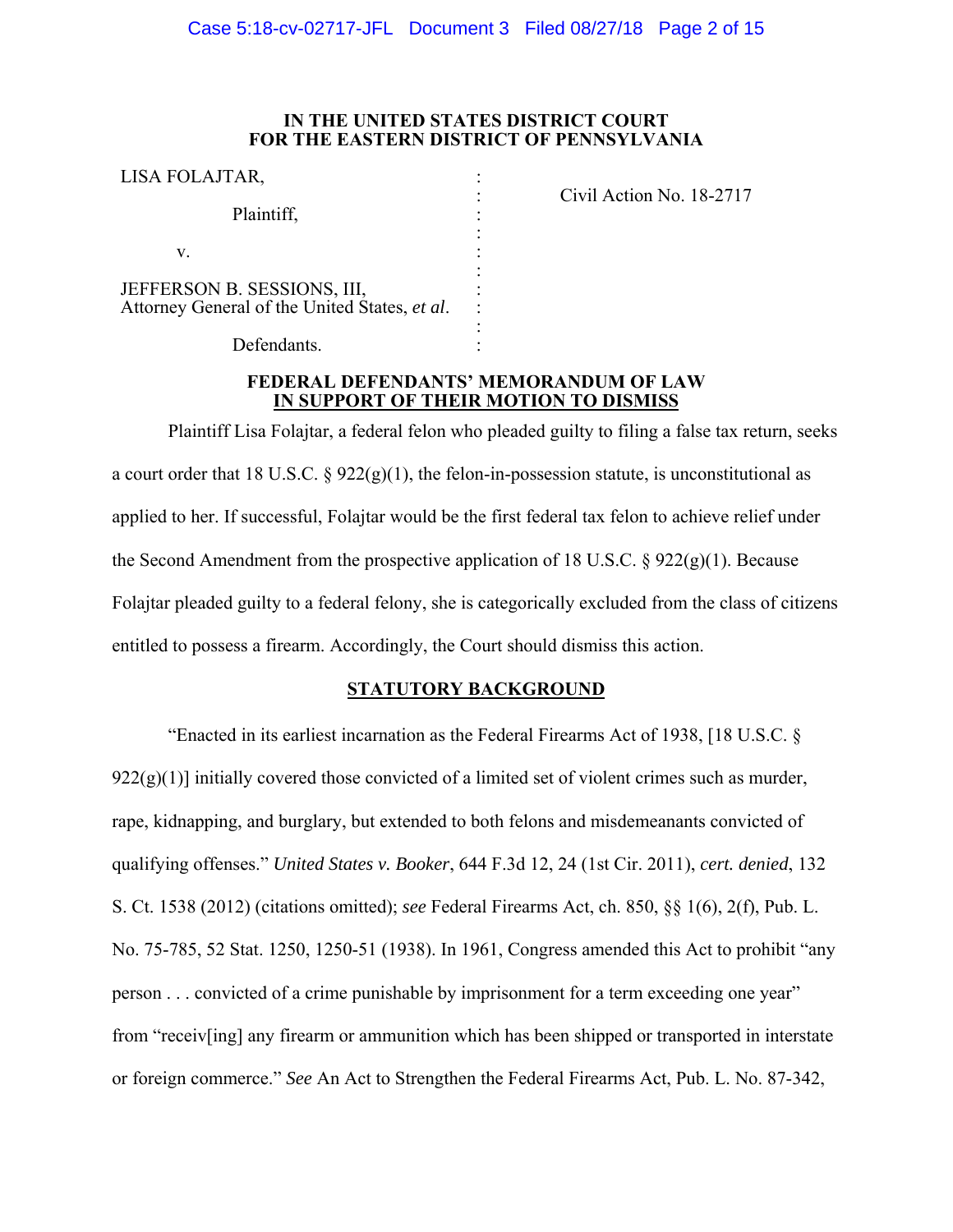**IN THE UNITED STATES DISTRICT COURT**
**FOR THE EASTERN DISTRICT OF PENNSYLVANIA**

| | | |
|---|---|---|
| LISA FOLAJTAR, | : | Civil Action No. 18-2717 |
| Plaintiff, | : | |
| v. | : | |
| JEFFERSON B. SESSIONS, III, Attorney General of the United States, *et al*. | : | |
| Defendants. | : | |

**FEDERAL DEFENDANTS' MEMORANDUM OF LAW**
**IN SUPPORT OF THEIR MOTION TO DISMISS**

Plaintiff Lisa Folajtar, a federal felon who pleaded guilty to filing a false tax return, seeks a court order that 18 U.S.C. § 922(g)(1), the felon-in-possession statute, is unconstitutional as applied to her. If successful, Folajtar would be the first federal tax felon to achieve relief under the Second Amendment from the prospective application of 18 U.S.C. § 922(g)(1). Because Folajtar pleaded guilty to a federal felony, she is categorically excluded from the class of citizens entitled to possess a firearm. Accordingly, the Court should dismiss this action.

**STATUTORY BACKGROUND**

"Enacted in its earliest incarnation as the Federal Firearms Act of 1938, [18 U.S.C. § 922(g)(1)] initially covered those convicted of a limited set of violent crimes such as murder, rape, kidnapping, and burglary, but extended to both felons and misdemeanants convicted of qualifying offenses." *United States v. Booker*, 644 F.3d 12, 24 (1st Cir. 2011), *cert. denied*, 132 S. Ct. 1538 (2012) (citations omitted); *see* Federal Firearms Act, ch. 850, §§ 1(6), 2(f), Pub. L. No. 75-785, 52 Stat. 1250, 1250-51 (1938). In 1961, Congress amended this Act to prohibit "any person . . . convicted of a crime punishable by imprisonment for a term exceeding one year" from "receiv[ing] any firearm or ammunition which has been shipped or transported in interstate or foreign commerce." *See* An Act to Strengthen the Federal Firearms Act, Pub. L. No. 87-342,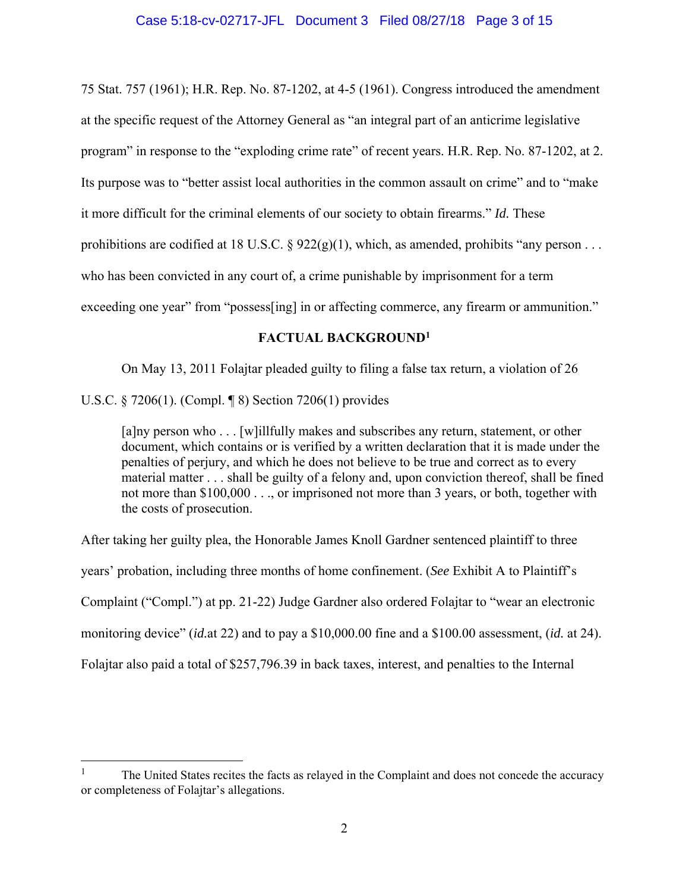75 Stat. 757 (1961); H.R. Rep. No. 87-1202, at 4-5 (1961). Congress introduced the amendment at the specific request of the Attorney General as "an integral part of an anticrime legislative program" in response to the "exploding crime rate" of recent years. H.R. Rep. No. 87-1202, at 2. Its purpose was to "better assist local authorities in the common assault on crime" and to "make it more difficult for the criminal elements of our society to obtain firearms." ***Id.*** These prohibitions are codified at 18 U.S.C. § 922(g)(1), which, as amended, prohibits "any person . . . who has been convicted in any court of, a crime punishable by imprisonment for a term exceeding one year" from "possess[ing] in or affecting commerce, any firearm or ammunition."

## FACTUAL BACKGROUND[1]

On May 13, 2011 Folajtar pleaded guilty to filing a false tax return, a violation of 26 U.S.C. § 7206(1). (Compl. ¶ 8) Section 7206(1) provides

> [a]ny person who . . . [w]illfully makes and subscribes any return, statement, or other document, which contains or is verified by a written declaration that it is made under the penalties of perjury, and which he does not believe to be true and correct as to every material matter . . . shall be guilty of a felony and, upon conviction thereof, shall be fined not more than $100,000 . . ., or imprisoned not more than 3 years, or both, together with the costs of prosecution.

After taking her guilty plea, the Honorable James Knoll Gardner sentenced plaintiff to three years' probation, including three months of home confinement. (*See* Exhibit A to Plaintiff's Complaint ("Compl.") at pp. 21-22) Judge Gardner also ordered Folajtar to "wear an electronic monitoring device" (*id.*at 22) and to pay a $10,000.00 fine and a $100.00 assessment, (*id.* at 24). Folajtar also paid a total of $257,796.39 in back taxes, interest, and penalties to the Internal

[1] The United States recites the facts as relayed in the Complaint and does not concede the accuracy or completeness of Folajtar's allegations.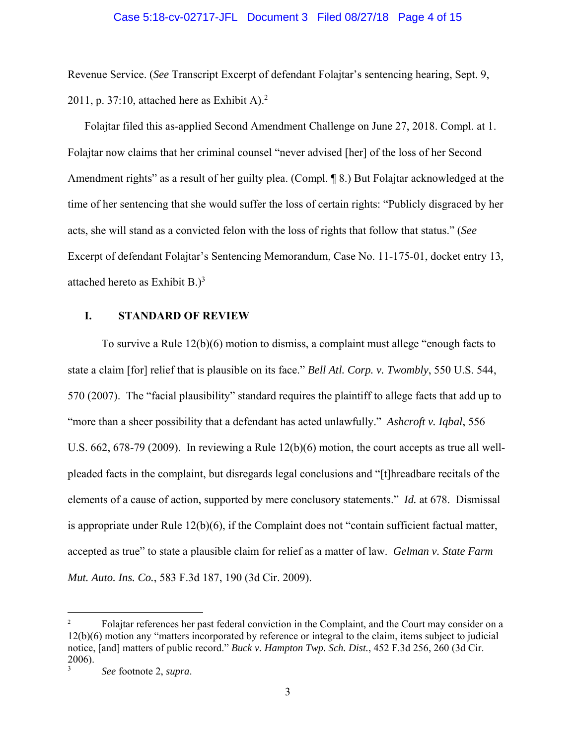Revenue Service. (*See* Transcript Excerpt of defendant Folajtar's sentencing hearing, Sept. 9, 2011, p. 37:10, attached here as Exhibit A).[2]

Folajtar filed this as-applied Second Amendment Challenge on June 27, 2018. Compl. at 1. Folajtar now claims that her criminal counsel "never advised [her] of the loss of her Second Amendment rights" as a result of her guilty plea. (Compl. ¶ 8.) But Folajtar acknowledged at the time of her sentencing that she would suffer the loss of certain rights: "Publicly disgraced by her acts, she will stand as a convicted felon with the loss of rights that follow that status." (*See* Excerpt of defendant Folajtar's Sentencing Memorandum, Case No. 11-175-01, docket entry 13, attached hereto as Exhibit B.)[3]

## I. STANDARD OF REVIEW

To survive a Rule 12(b)(6) motion to dismiss, a complaint must allege "enough facts to state a claim [for] relief that is plausible on its face." *Bell Atl. Corp. v. Twombly*, 550 U.S. 544, 570 (2007). The "facial plausibility" standard requires the plaintiff to allege facts that add up to "more than a sheer possibility that a defendant has acted unlawfully." *Ashcroft v. Iqbal*, 556 U.S. 662, 678-79 (2009). In reviewing a Rule 12(b)(6) motion, the court accepts as true all well-pleaded facts in the complaint, but disregards legal conclusions and "[t]hreadbare recitals of the elements of a cause of action, supported by mere conclusory statements." *Id.* at 678. Dismissal is appropriate under Rule 12(b)(6), if the Complaint does not "contain sufficient factual matter, accepted as true" to state a plausible claim for relief as a matter of law. *Gelman v. State Farm Mut. Auto. Ins. Co.*, 583 F.3d 187, 190 (3d Cir. 2009).

---

[2] Folajtar references her past federal conviction in the Complaint, and the Court may consider on a 12(b)(6) motion any "matters incorporated by reference or integral to the claim, items subject to judicial notice, [and] matters of public record." *Buck v. Hampton Twp. Sch. Dist.*, 452 F.3d 256, 260 (3d Cir. 2006).

[3] *See* footnote 2, *supra*.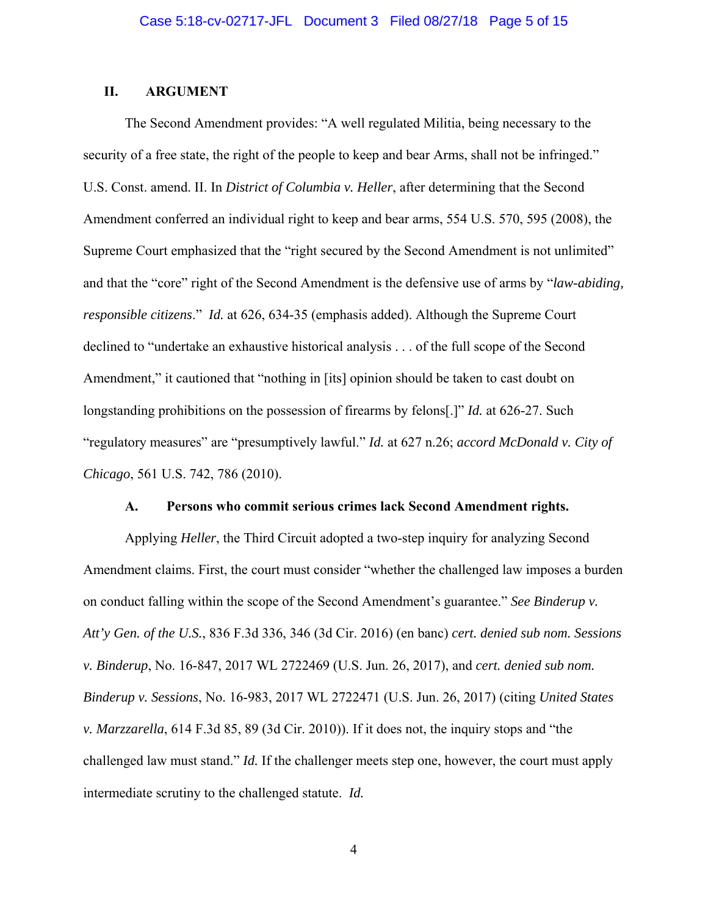## II. ARGUMENT

The Second Amendment provides: "A well regulated Militia, being necessary to the security of a free state, the right of the people to keep and bear Arms, shall not be infringed." U.S. Const. amend. II. In *District of Columbia v. Heller*, after determining that the Second Amendment conferred an individual right to keep and bear arms, 554 U.S. 570, 595 (2008), the Supreme Court emphasized that the "right secured by the Second Amendment is not unlimited" and that the "core" right of the Second Amendment is the defensive use of arms by "*law-abiding, responsible citizens*." *Id.* at 626, 634-35 (emphasis added). Although the Supreme Court declined to "undertake an exhaustive historical analysis . . . of the full scope of the Second Amendment," it cautioned that "nothing in [its] opinion should be taken to cast doubt on longstanding prohibitions on the possession of firearms by felons[.]" *Id.* at 626-27. Such "regulatory measures" are "presumptively lawful." *Id.* at 627 n.26; *accord McDonald v. City of Chicago*, 561 U.S. 742, 786 (2010).

### A. Persons who commit serious crimes lack Second Amendment rights.

Applying *Heller*, the Third Circuit adopted a two-step inquiry for analyzing Second Amendment claims. First, the court must consider "whether the challenged law imposes a burden on conduct falling within the scope of the Second Amendment's guarantee." *See Binderup v. Att'y Gen. of the U.S.*, 836 F.3d 336, 346 (3d Cir. 2016) (en banc) *cert. denied sub nom. Sessions v. Binderup*, No. 16-847, 2017 WL 2722469 (U.S. Jun. 26, 2017), and *cert. denied sub nom. Binderup v. Sessions*, No. 16-983, 2017 WL 2722471 (U.S. Jun. 26, 2017) (citing *United States v. Marzzarella*, 614 F.3d 85, 89 (3d Cir. 2010)). If it does not, the inquiry stops and "the challenged law must stand." *Id.* If the challenger meets step one, however, the court must apply intermediate scrutiny to the challenged statute. *Id.*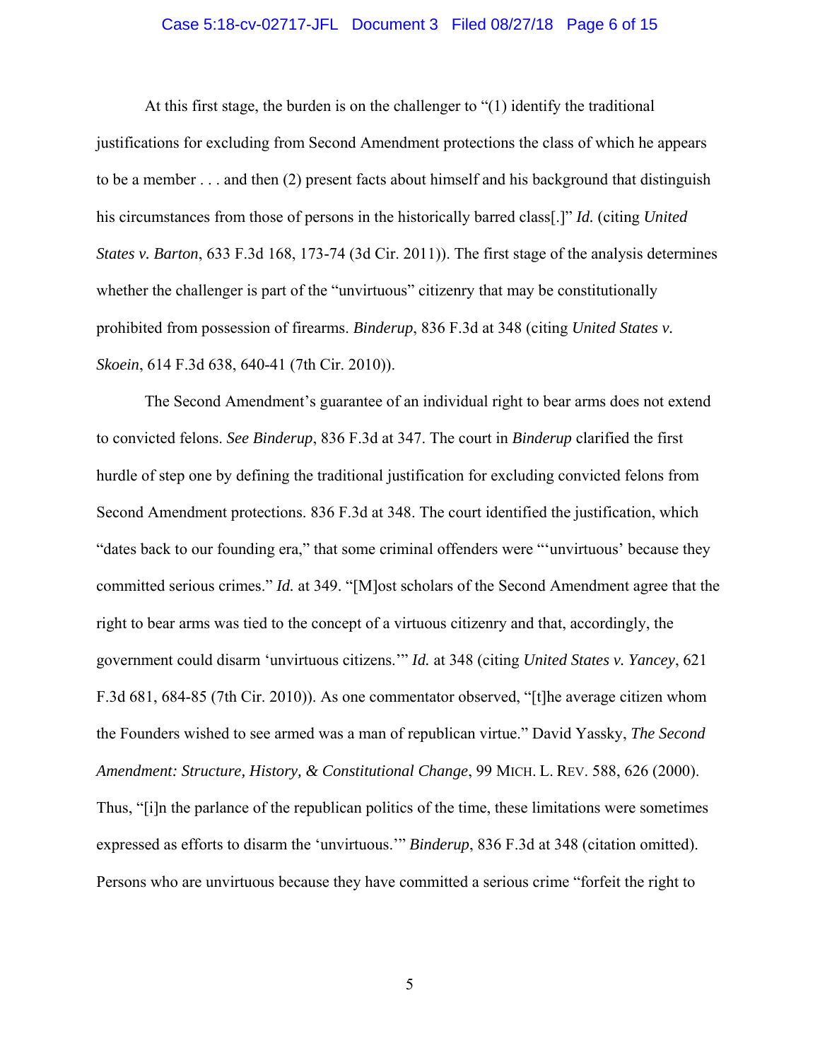At this first stage, the burden is on the challenger to "(1) identify the traditional justifications for excluding from Second Amendment protections the class of which he appears to be a member . . . and then (2) present facts about himself and his background that distinguish his circumstances from those of persons in the historically barred class[.]" *Id.* (citing *United States v. Barton*, 633 F.3d 168, 173-74 (3d Cir. 2011)). The first stage of the analysis determines whether the challenger is part of the "unvirtuous" citizenry that may be constitutionally prohibited from possession of firearms. *Binderup*, 836 F.3d at 348 (citing *United States v. Skoein*, 614 F.3d 638, 640-41 (7th Cir. 2010)).

The Second Amendment's guarantee of an individual right to bear arms does not extend to convicted felons. *See Binderup*, 836 F.3d at 347. The court in *Binderup* clarified the first hurdle of step one by defining the traditional justification for excluding convicted felons from Second Amendment protections. 836 F.3d at 348. The court identified the justification, which "dates back to our founding era," that some criminal offenders were "'unvirtuous' because they committed serious crimes." *Id.* at 349. "[M]ost scholars of the Second Amendment agree that the right to bear arms was tied to the concept of a virtuous citizenry and that, accordingly, the government could disarm 'unvirtuous citizens.'" *Id.* at 348 (citing *United States v. Yancey*, 621 F.3d 681, 684-85 (7th Cir. 2010)). As one commentator observed, "[t]he average citizen whom the Founders wished to see armed was a man of republican virtue." David Yassky, *The Second Amendment: Structure, History, & Constitutional Change*, 99 MICH. L. REV. 588, 626 (2000). Thus, "[i]n the parlance of the republican politics of the time, these limitations were sometimes expressed as efforts to disarm the 'unvirtuous.'" *Binderup*, 836 F.3d at 348 (citation omitted). Persons who are unvirtuous because they have committed a serious crime "forfeit the right to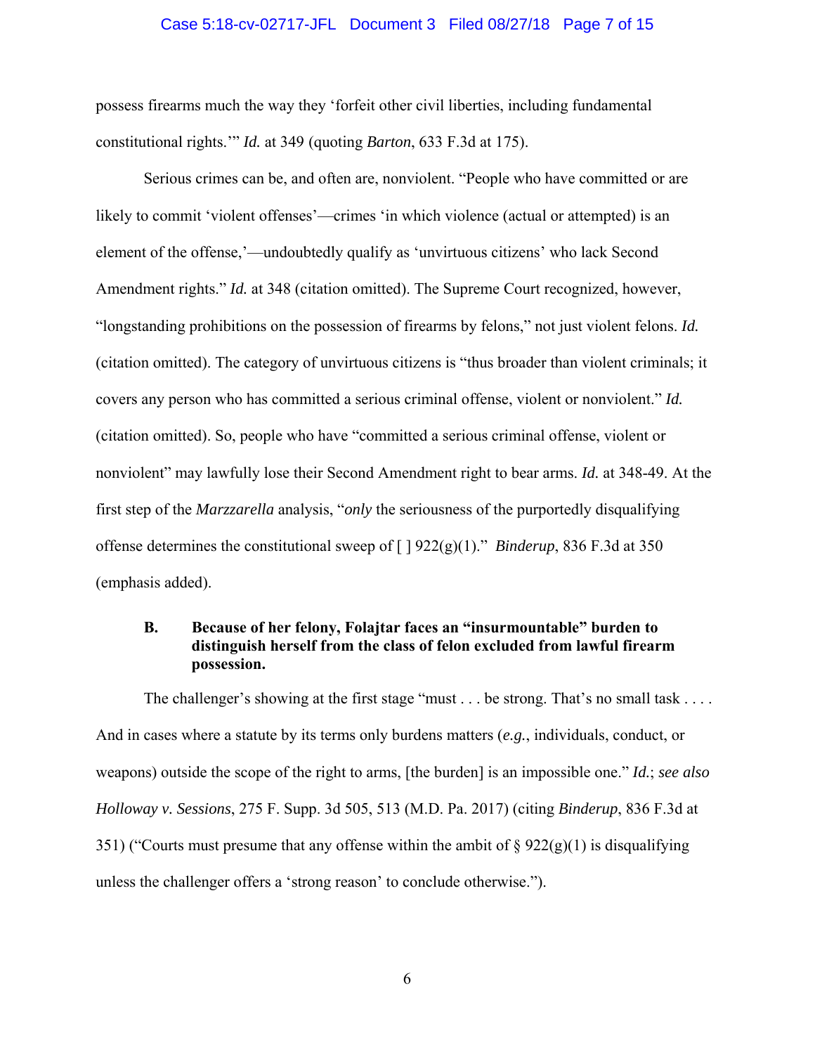possess firearms much the way they 'forfeit other civil liberties, including fundamental constitutional rights.'" *Id.* at 349 (quoting *Barton*, 633 F.3d at 175).

Serious crimes can be, and often are, nonviolent. "People who have committed or are likely to commit 'violent offenses'—crimes 'in which violence (actual or attempted) is an element of the offense,'—undoubtedly qualify as 'unvirtuous citizens' who lack Second Amendment rights." *Id.* at 348 (citation omitted). The Supreme Court recognized, however, "longstanding prohibitions on the possession of firearms by felons," not just violent felons. *Id.* (citation omitted). The category of unvirtuous citizens is "thus broader than violent criminals; it covers any person who has committed a serious criminal offense, violent or nonviolent." *Id.* (citation omitted). So, people who have "committed a serious criminal offense, violent or nonviolent" may lawfully lose their Second Amendment right to bear arms. *Id.* at 348-49. At the first step of the *Marzzarella* analysis, "*only* the seriousness of the purportedly disqualifying offense determines the constitutional sweep of [ ] 922(g)(1)." *Binderup*, 836 F.3d at 350 (emphasis added).

### B. Because of her felony, Folajtar faces an "insurmountable" burden to distinguish herself from the class of felon excluded from lawful firearm possession.

The challenger's showing at the first stage "must . . . be strong. That's no small task . . . . And in cases where a statute by its terms only burdens matters (*e.g.*, individuals, conduct, or weapons) outside the scope of the right to arms, [the burden] is an impossible one." *Id.*; *see also Holloway v. Sessions*, 275 F. Supp. 3d 505, 513 (M.D. Pa. 2017) (citing *Binderup*, 836 F.3d at 351) ("Courts must presume that any offense within the ambit of § 922(g)(1) is disqualifying unless the challenger offers a 'strong reason' to conclude otherwise.").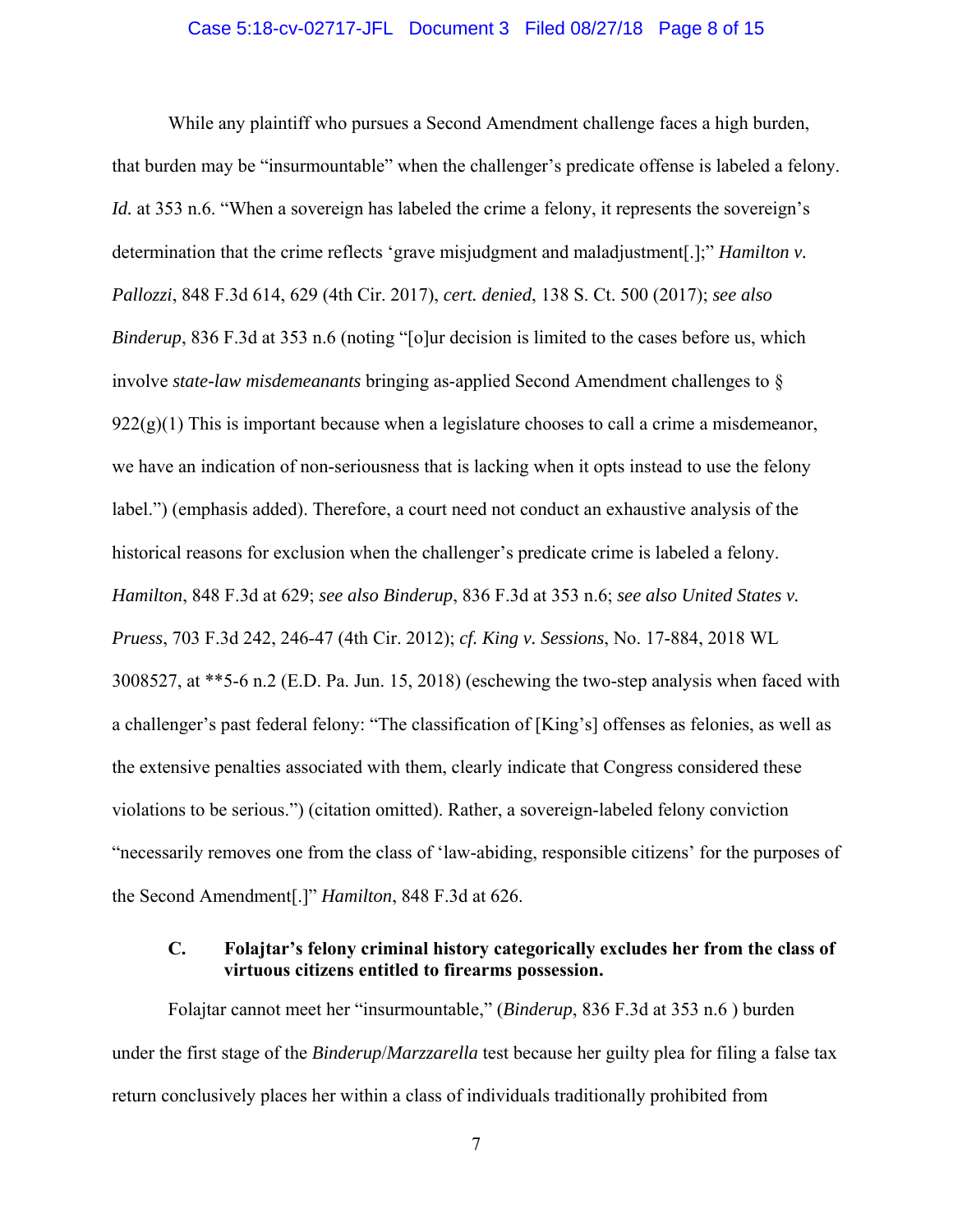While any plaintiff who pursues a Second Amendment challenge faces a high burden, that burden may be "insurmountable" when the challenger's predicate offense is labeled a felony. *Id.* at 353 n.6. "When a sovereign has labeled the crime a felony, it represents the sovereign's determination that the crime reflects 'grave misjudgment and maladjustment[.];" *Hamilton v. Pallozzi*, 848 F.3d 614, 629 (4th Cir. 2017), *cert. denied*, 138 S. Ct. 500 (2017); *see also Binderup*, 836 F.3d at 353 n.6 (noting "[o]ur decision is limited to the cases before us, which involve *state-law misdemeanants* bringing as-applied Second Amendment challenges to § 922(g)(1) This is important because when a legislature chooses to call a crime a misdemeanor, we have an indication of non-seriousness that is lacking when it opts instead to use the felony label.") (emphasis added). Therefore, a court need not conduct an exhaustive analysis of the historical reasons for exclusion when the challenger's predicate crime is labeled a felony. *Hamilton*, 848 F.3d at 629; *see also Binderup*, 836 F.3d at 353 n.6; *see also United States v. Pruess*, 703 F.3d 242, 246-47 (4th Cir. 2012); *cf. King v. Sessions*, No. 17-884, 2018 WL 3008527, at **5-6 n.2 (E.D. Pa. Jun. 15, 2018) (eschewing the two-step analysis when faced with a challenger's past federal felony: "The classification of [King's] offenses as felonies, as well as the extensive penalties associated with them, clearly indicate that Congress considered these violations to be serious.") (citation omitted). Rather, a sovereign-labeled felony conviction "necessarily removes one from the class of 'law-abiding, responsible citizens' for the purposes of the Second Amendment[.]" *Hamilton*, 848 F.3d at 626.

### C. Folajtar's felony criminal history categorically excludes her from the class of virtuous citizens entitled to firearms possession.

Folajtar cannot meet her "insurmountable," (*Binderup*, 836 F.3d at 353 n.6 ) burden under the first stage of the *Binderup*/*Marzzarella* test because her guilty plea for filing a false tax return conclusively places her within a class of individuals traditionally prohibited from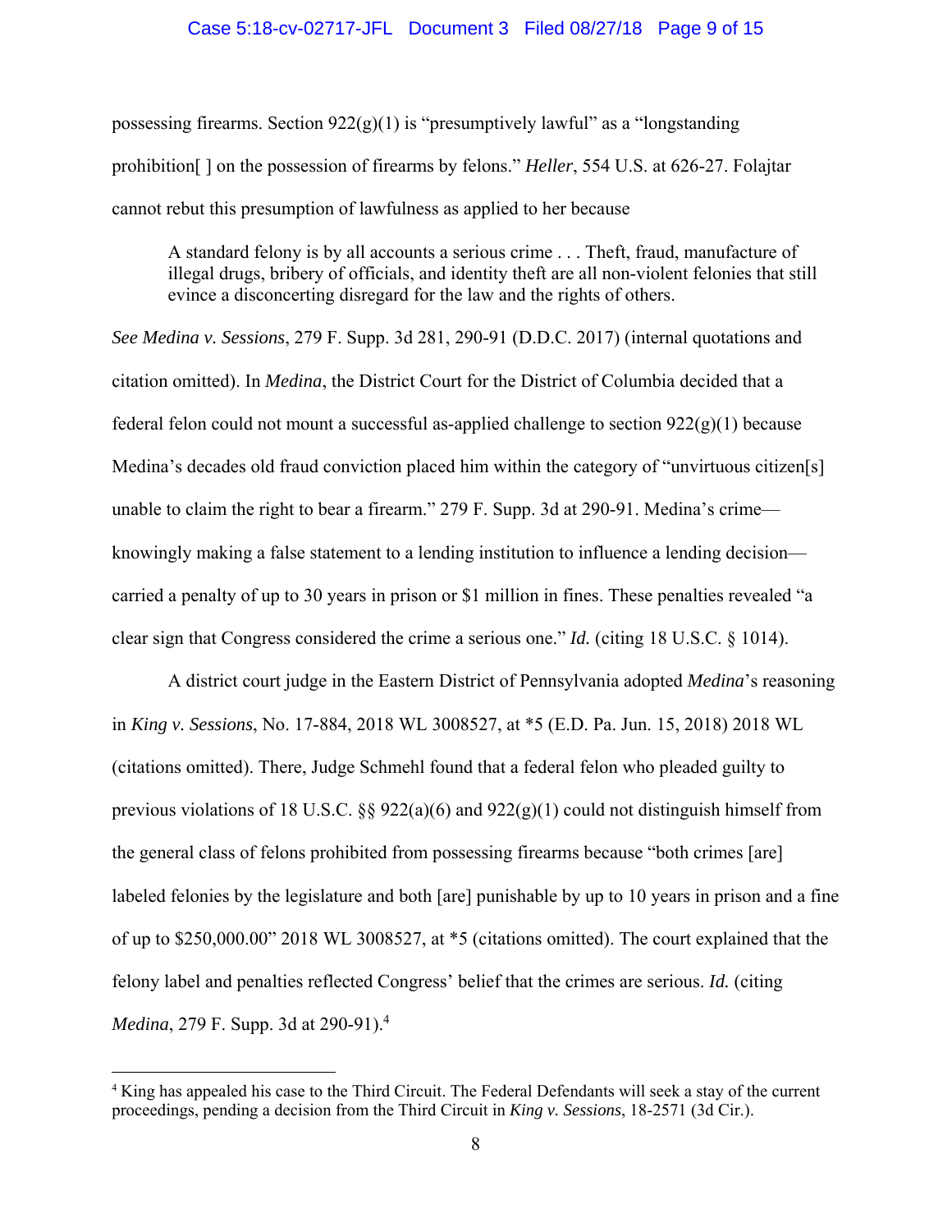possessing firearms. Section 922(g)(1) is "presumptively lawful" as a "longstanding prohibition[ ] on the possession of firearms by felons." *Heller*, 554 U.S. at 626-27. Folajtar cannot rebut this presumption of lawfulness as applied to her because

> A standard felony is by all accounts a serious crime . . . Theft, fraud, manufacture of illegal drugs, bribery of officials, and identity theft are all non-violent felonies that still evince a disconcerting disregard for the law and the rights of others.

*See Medina v. Sessions*, 279 F. Supp. 3d 281, 290-91 (D.D.C. 2017) (internal quotations and citation omitted). In *Medina*, the District Court for the District of Columbia decided that a federal felon could not mount a successful as-applied challenge to section 922(g)(1) because Medina's decades old fraud conviction placed him within the category of "unvirtuous citizen[s] unable to claim the right to bear a firearm." 279 F. Supp. 3d at 290-91. Medina's crime—knowingly making a false statement to a lending institution to influence a lending decision—carried a penalty of up to 30 years in prison or $1 million in fines. These penalties revealed "a clear sign that Congress considered the crime a serious one." *Id.* (citing 18 U.S.C. § 1014).

A district court judge in the Eastern District of Pennsylvania adopted *Medina*'s reasoning in *King v. Sessions*, No. 17-884, 2018 WL 3008527, at *5 (E.D. Pa. Jun. 15, 2018) 2018 WL (citations omitted). There, Judge Schmehl found that a federal felon who pleaded guilty to previous violations of 18 U.S.C. §§ 922(a)(6) and 922(g)(1) could not distinguish himself from the general class of felons prohibited from possessing firearms because "both crimes [are] labeled felonies by the legislature and both [are] punishable by up to 10 years in prison and a fine of up to $250,000.00" 2018 WL 3008527, at *5 (citations omitted). The court explained that the felony label and penalties reflected Congress' belief that the crimes are serious. *Id.* (citing *Medina*, 279 F. Supp. 3d at 290-91).[4]

---

[4] King has appealed his case to the Third Circuit. The Federal Defendants will seek a stay of the current proceedings, pending a decision from the Third Circuit in *King v. Sessions*, 18-2571 (3d Cir.).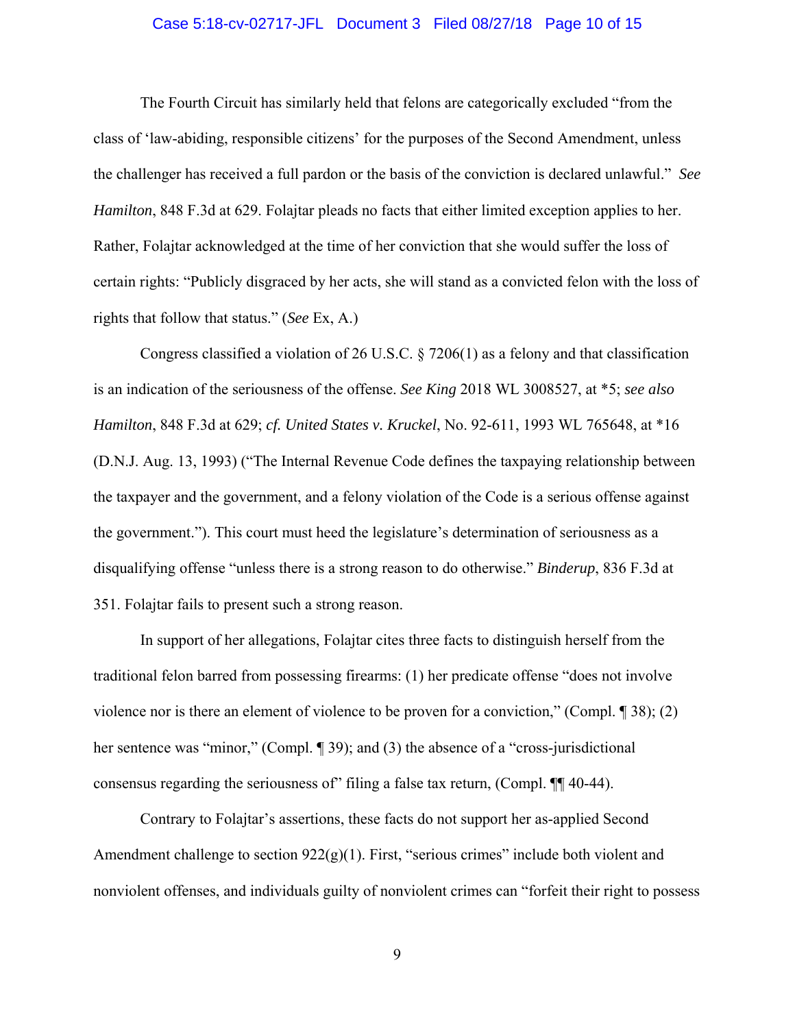The Fourth Circuit has similarly held that felons are categorically excluded "from the class of 'law-abiding, responsible citizens' for the purposes of the Second Amendment, unless the challenger has received a full pardon or the basis of the conviction is declared unlawful." *See Hamilton*, 848 F.3d at 629. Folajtar pleads no facts that either limited exception applies to her. Rather, Folajtar acknowledged at the time of her conviction that she would suffer the loss of certain rights: "Publicly disgraced by her acts, she will stand as a convicted felon with the loss of rights that follow that status." (*See* Ex, A.)

Congress classified a violation of 26 U.S.C. § 7206(1) as a felony and that classification is an indication of the seriousness of the offense. *See King* 2018 WL 3008527, at *5; *see also Hamilton*, 848 F.3d at 629; *cf. United States v. Kruckel*, No. 92-611, 1993 WL 765648, at *16 (D.N.J. Aug. 13, 1993) ("The Internal Revenue Code defines the taxpaying relationship between the taxpayer and the government, and a felony violation of the Code is a serious offense against the government."). This court must heed the legislature's determination of seriousness as a disqualifying offense "unless there is a strong reason to do otherwise." *Binderup*, 836 F.3d at 351. Folajtar fails to present such a strong reason.

In support of her allegations, Folajtar cites three facts to distinguish herself from the traditional felon barred from possessing firearms: (1) her predicate offense "does not involve violence nor is there an element of violence to be proven for a conviction," (Compl. ¶ 38); (2) her sentence was "minor," (Compl. ¶ 39); and (3) the absence of a "cross-jurisdictional consensus regarding the seriousness of" filing a false tax return, (Compl. ¶¶ 40-44).

Contrary to Folajtar's assertions, these facts do not support her as-applied Second Amendment challenge to section 922(g)(1). First, "serious crimes" include both violent and nonviolent offenses, and individuals guilty of nonviolent crimes can "forfeit their right to possess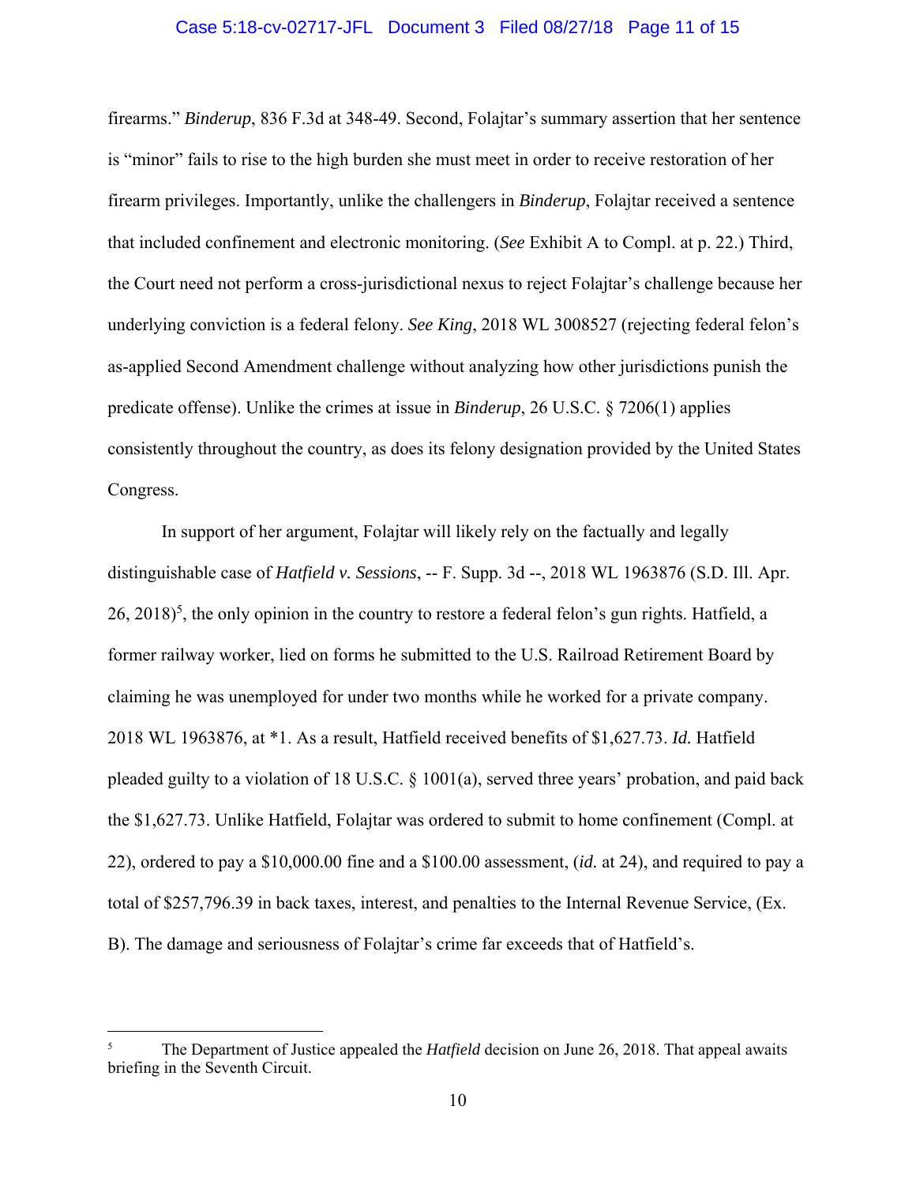firearms." *Binderup*, 836 F.3d at 348-49. Second, Folajtar's summary assertion that her sentence is "minor" fails to rise to the high burden she must meet in order to receive restoration of her firearm privileges. Importantly, unlike the challengers in *Binderup*, Folajtar received a sentence that included confinement and electronic monitoring. (*See* Exhibit A to Compl. at p. 22.) Third, the Court need not perform a cross-jurisdictional nexus to reject Folajtar's challenge because her underlying conviction is a federal felony. *See King*, 2018 WL 3008527 (rejecting federal felon's as-applied Second Amendment challenge without analyzing how other jurisdictions punish the predicate offense). Unlike the crimes at issue in *Binderup*, 26 U.S.C. § 7206(1) applies consistently throughout the country, as does its felony designation provided by the United States Congress.

In support of her argument, Folajtar will likely rely on the factually and legally distinguishable case of *Hatfield v. Sessions*, -- F. Supp. 3d --, 2018 WL 1963876 (S.D. Ill. Apr. 26, 2018)[5], the only opinion in the country to restore a federal felon's gun rights. Hatfield, a former railway worker, lied on forms he submitted to the U.S. Railroad Retirement Board by claiming he was unemployed for under two months while he worked for a private company. 2018 WL 1963876, at *1. As a result, Hatfield received benefits of $1,627.73. *Id.* Hatfield pleaded guilty to a violation of 18 U.S.C. § 1001(a), served three years' probation, and paid back the $1,627.73. Unlike Hatfield, Folajtar was ordered to submit to home confinement (Compl. at 22), ordered to pay a $10,000.00 fine and a $100.00 assessment, (*id.* at 24), and required to pay a total of $257,796.39 in back taxes, interest, and penalties to the Internal Revenue Service, (Ex. B). The damage and seriousness of Folajtar's crime far exceeds that of Hatfield's.

---

[5] The Department of Justice appealed the *Hatfield* decision on June 26, 2018. That appeal awaits briefing in the Seventh Circuit.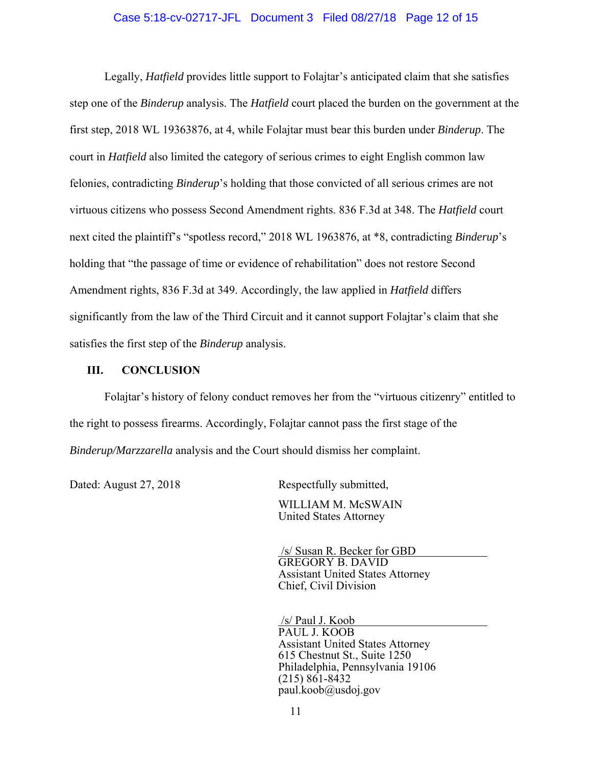Legally, *Hatfield* provides little support to Folajtar's anticipated claim that she satisfies step one of the *Binderup* analysis. The *Hatfield* court placed the burden on the government at the first step, 2018 WL 19363876, at 4, while Folajtar must bear this burden under *Binderup*. The court in *Hatfield* also limited the category of serious crimes to eight English common law felonies, contradicting *Binderup*'s holding that those convicted of all serious crimes are not virtuous citizens who possess Second Amendment rights. 836 F.3d at 348. The *Hatfield* court next cited the plaintiff's "spotless record," 2018 WL 1963876, at *8, contradicting *Binderup*'s holding that "the passage of time or evidence of rehabilitation" does not restore Second Amendment rights, 836 F.3d at 349. Accordingly, the law applied in *Hatfield* differs significantly from the law of the Third Circuit and it cannot support Folajtar's claim that she satisfies the first step of the *Binderup* analysis.

## III. CONCLUSION

Folajtar's history of felony conduct removes her from the "virtuous citizenry" entitled to the right to possess firearms. Accordingly, Folajtar cannot pass the first stage of the *Binderup/Marzzarella* analysis and the Court should dismiss her complaint.

Dated: August 27, 2018

Respectfully submitted,

WILLIAM M. McSWAIN
United States Attorney

/s/ Susan R. Becker for GBD
GREGORY B. DAVID
Assistant United States Attorney
Chief, Civil Division

/s/ Paul J. Koob
PAUL J. KOOB
Assistant United States Attorney
615 Chestnut St., Suite 1250
Philadelphia, Pennsylvania 19106
(215) 861-8432
paul.koob@usdoj.gov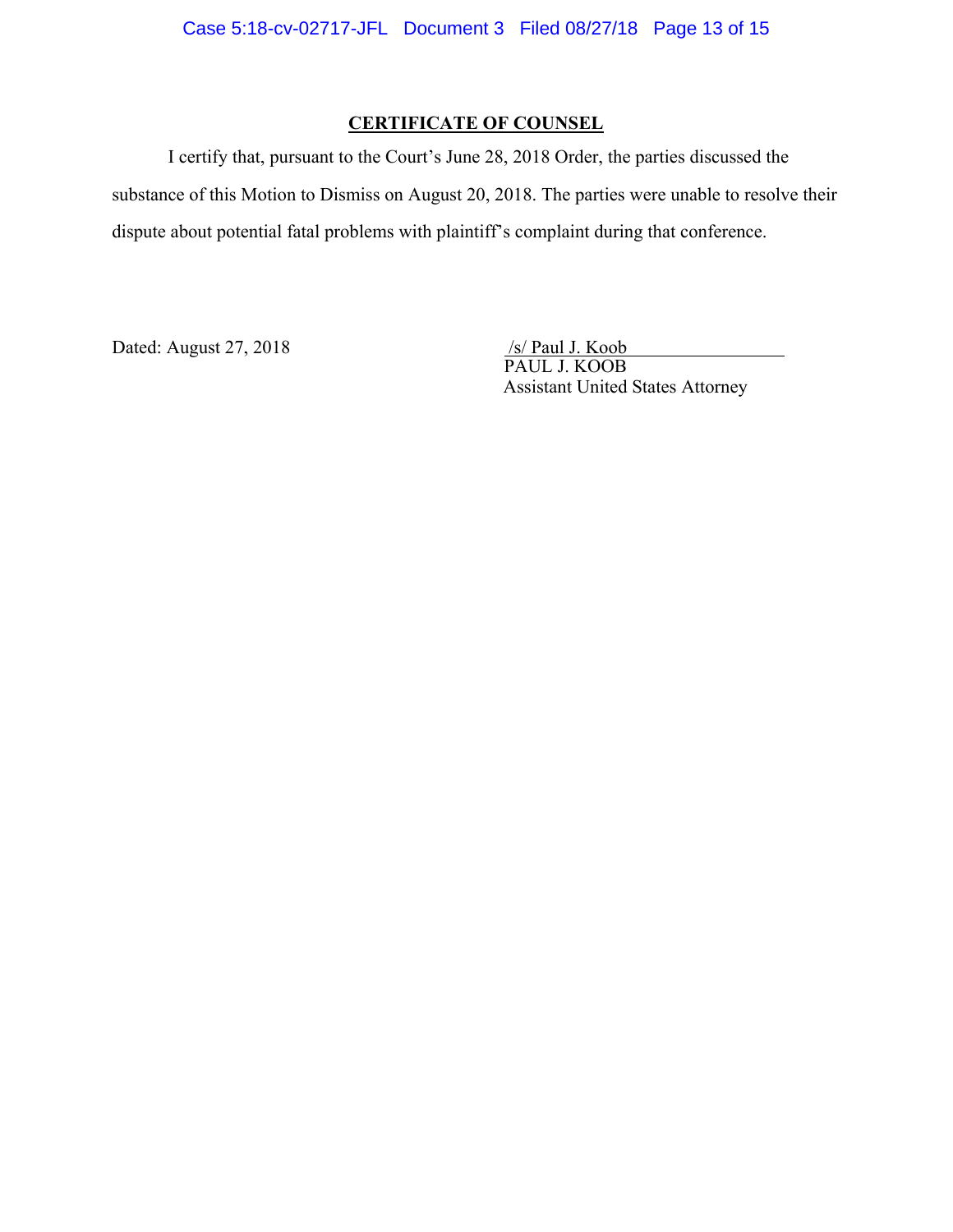## CERTIFICATE OF COUNSEL

I certify that, pursuant to the Court's June 28, 2018 Order, the parties discussed the substance of this Motion to Dismiss on August 20, 2018. The parties were unable to resolve their dispute about potential fatal problems with plaintiff's complaint during that conference.

Dated: August 27, 2018

/s/ Paul J. Koob
PAUL J. KOOB
Assistant United States Attorney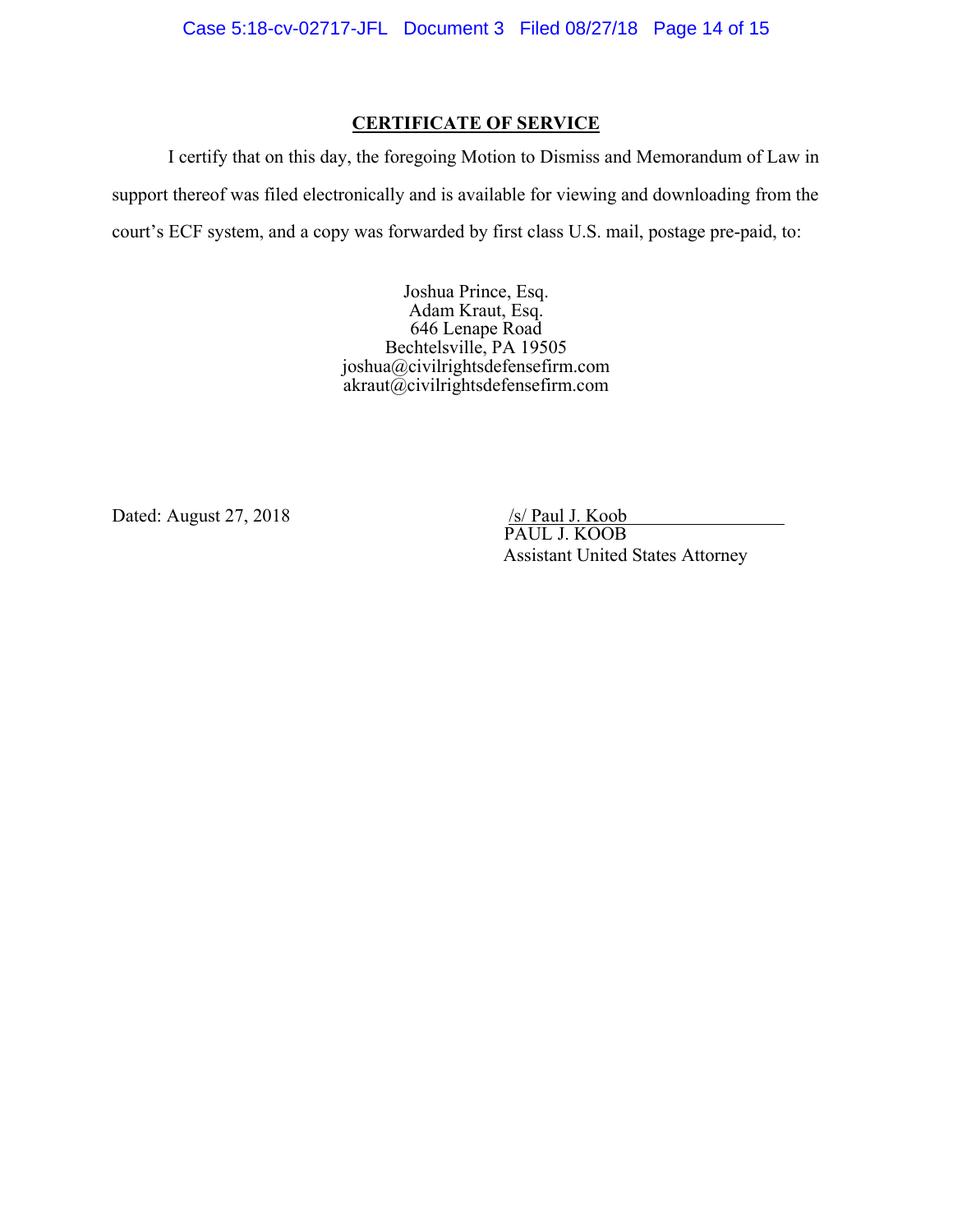**CERTIFICATE OF SERVICE**

I certify that on this day, the foregoing Motion to Dismiss and Memorandum of Law in support thereof was filed electronically and is available for viewing and downloading from the court's ECF system, and a copy was forwarded by first class U.S. mail, postage pre-paid, to:

Joshua Prince, Esq.
Adam Kraut, Esq.
646 Lenape Road
Bechtelsville, PA 19505
joshua@civilrightsdefensefirm.com
akraut@civilrightsdefensefirm.com

Dated: August 27, 2018

/s/ Paul J. Koob
PAUL J. KOOB
Assistant United States Attorney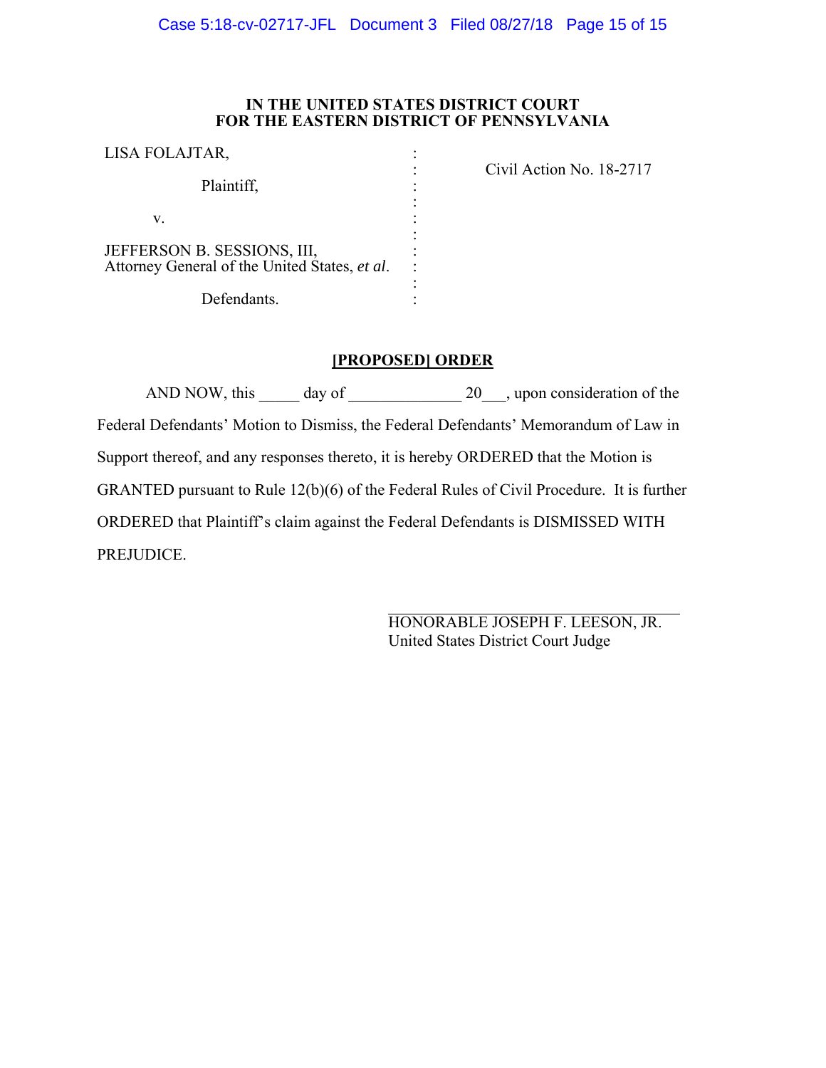**IN THE UNITED STATES DISTRICT COURT**
**FOR THE EASTERN DISTRICT OF PENNSYLVANIA**

| | | |
|---|---|---|
| LISA FOLAJTAR,<br><br>Plaintiff,<br><br>v.<br><br>JEFFERSON B. SESSIONS, III,<br>Attorney General of the United States, *et al*.<br><br>Defendants. | : | Civil Action No. 18-2717 |

**[PROPOSED] ORDER**

AND NOW, this _____ day of ______________ 20___, upon consideration of the Federal Defendants' Motion to Dismiss, the Federal Defendants' Memorandum of Law in Support thereof, and any responses thereto, it is hereby ORDERED that the Motion is GRANTED pursuant to Rule 12(b)(6) of the Federal Rules of Civil Procedure. It is further ORDERED that Plaintiff's claim against the Federal Defendants is DISMISSED WITH PREJUDICE.

______________________________
HONORABLE JOSEPH F. LEESON, JR.
United States District Court Judge